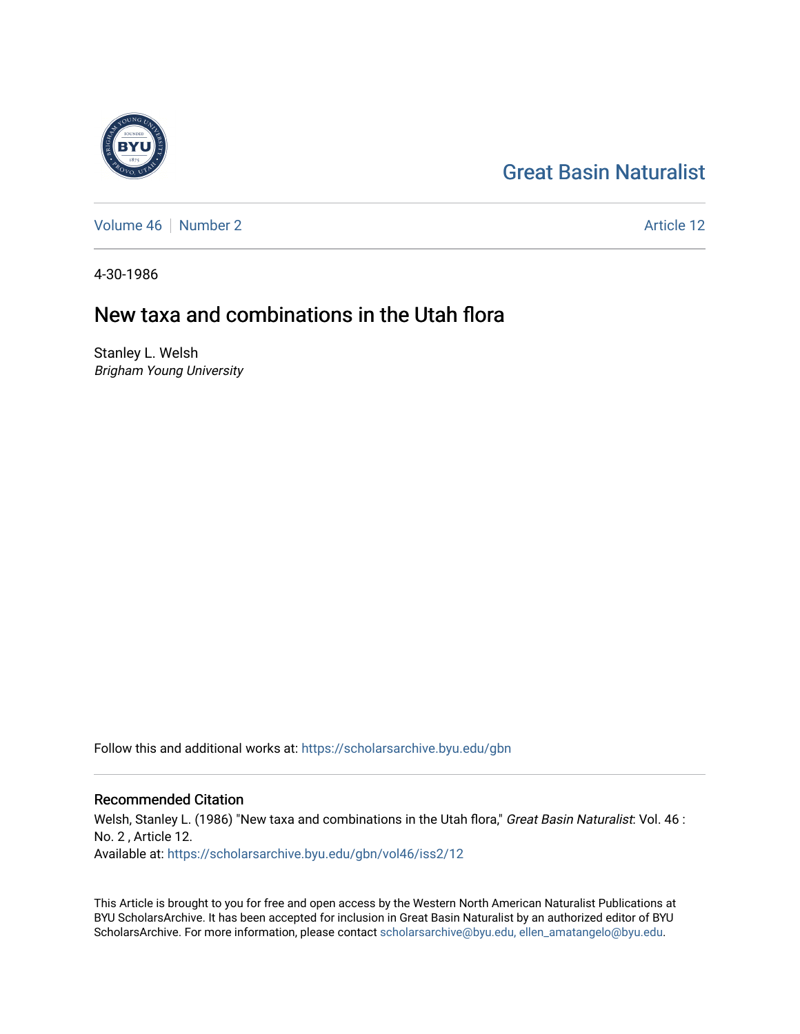Great Basin Naturalist

Volume 46 | Number 2

Article 12

4-30-1986

# New taxa and combinations in the Utah flora

Stanley L. Welsh
*Brigham Young University*

Follow this and additional works at: https://scholarsarchive.byu.edu/gbn

## Recommended Citation

Welsh, Stanley L. (1986) "New taxa and combinations in the Utah flora," *Great Basin Naturalist*: Vol. 46 : No. 2 , Article 12.
Available at: https://scholarsarchive.byu.edu/gbn/vol46/iss2/12

This Article is brought to you for free and open access by the Western North American Naturalist Publications at BYU ScholarsArchive. It has been accepted for inclusion in Great Basin Naturalist by an authorized editor of BYU ScholarsArchive. For more information, please contact scholarsarchive@byu.edu, ellen_amatangelo@byu.edu.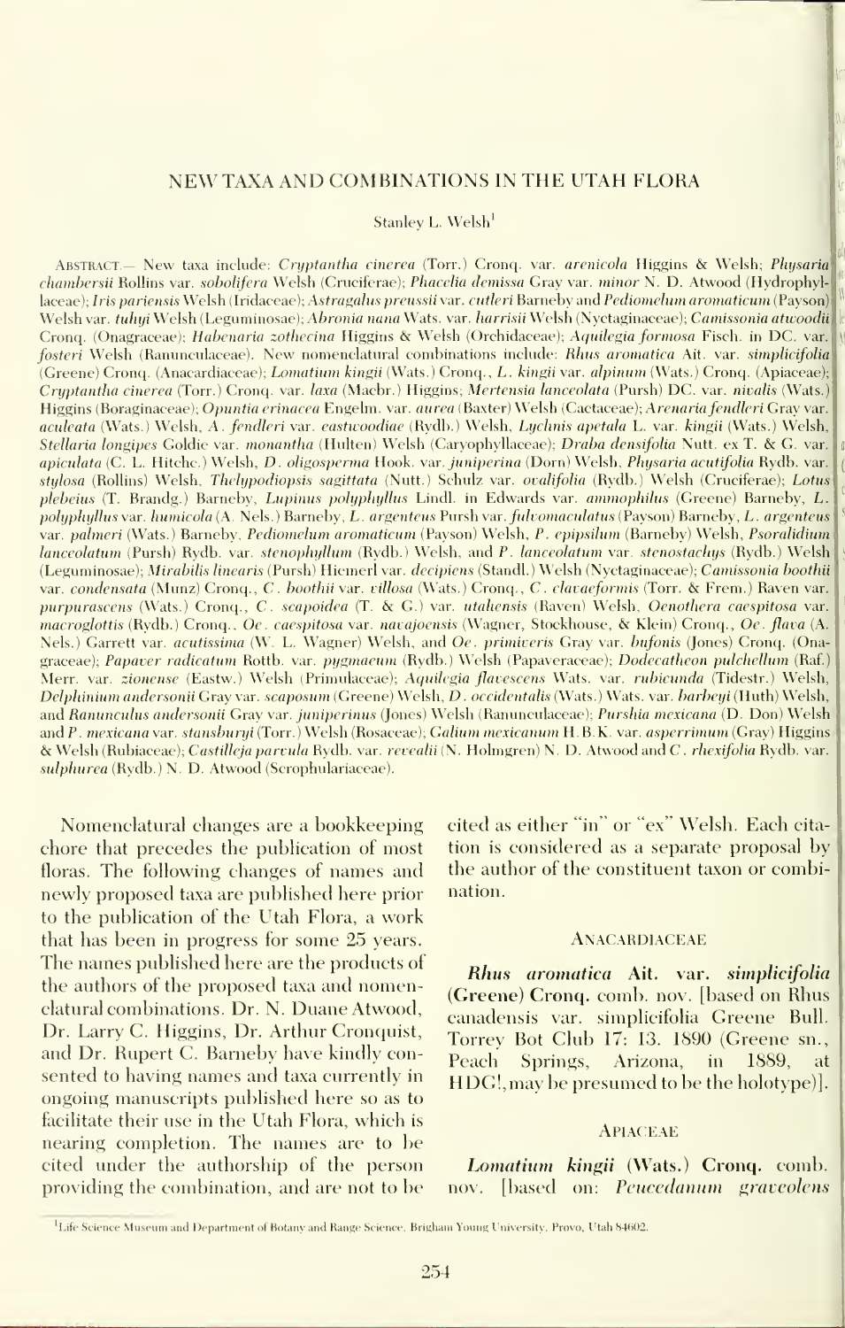# NEW TAXA AND COMBINATIONS IN THE UTAH FLORA

Stanley L. Welsh[1]

ABSTRACT.— New taxa include: *Cryptantha cinerea* (Torr.) Cronq. var. *arenicola* Higgins & Welsh; *Physaria chambersii* Rollins var. *sobolifera* Welsh (Cruciferae); *Phacelia demissa* Gray var. *minor* N. D. Atwood (Hydrophyllaceae); *Iris pariensis* Welsh (Iridaceae); *Astragalus preussii* var. *cutleri* Barneby and *Pediomelum aromaticum* (Payson) Welsh var. *tuhyi* Welsh (Leguminosae); *Abronia nana* Wats. var. *harrisii* Welsh (Nyctaginaceae); *Camissonia atwoodii* Cronq. (Onagraceae); *Habenaria zothecina* Higgins & Welsh (Orchidaceae); *Aquilegia formosa* Fisch. in DC. var. *fosteri* Welsh (Ranunculaceae). New nomenclatural combinations include: *Rhus aromatica* Ait. var. *simplicifolia* (Greene) Cronq. (Anacardiaceae); *Lomatium kingii* (Wats.) Cronq., *L. kingii* var. *alpinum* (Wats.) Cronq. (Apiaceae); *Cryptantha cinerea* (Torr.) Cronq. var. *laxa* (Macbr.) Higgins; *Mertensia lanceolata* (Pursh) DC. var. *nivalis* (Wats.) Higgins (Boraginaceae); *Opuntia erinacea* Engelm. var. *aurea* (Baxter) Welsh (Cactaceae); *Arenaria fendleri* Gray var. *aculeata* (Wats.) Welsh, *A. fendleri* var. *eastwoodiae* (Rydb.) Welsh, *Lychnis apetala* L. var. *kingii* (Wats.) Welsh, *Stellaria longipes* Goldie var. *monantha* (Hulten) Welsh (Caryophyllaceae); *Draba densifolia* Nutt. ex T. & G. var. *apiculata* (C. L. Hitchc.) Welsh, *D. oligosperma* Hook. var. *juniperina* (Dorn) Welsh, *Physaria acutifolia* Rydb. var. *stylosa* (Rollins) Welsh, *Thelypodiopsis sagittata* (Nutt.) Schulz var. *ovalifolia* (Rydb.) Welsh (Cruciferae); *Lotus plebeius* (T. Brandg.) Barneby, *Lupinus polyphyllus* Lindl. in Edwards var. *ammophilus* (Greene) Barneby, *L. polyphyllus* var. *humicola* (A. Nels.) Barneby, *L. argenteus* Pursh var. *fulvomaculatus* (Payson) Barneby, *L. argenteus* var. *palmeri* (Wats.) Barneby, *Pediomelum aromaticum* (Payson) Welsh, *P. epipsilum* (Barneby) Welsh, *Psoralidium lanceolatum* (Pursh) Rydb. var. *stenophyllum* (Rydb.) Welsh, and *P. lanceolatum* var. *stenostachys* (Rydb.) Welsh (Leguminosae); *Mirabilis linearis* (Pursh) Hiemerl var. *decipiens* (Standl.) Welsh (Nyctaginaceae); *Camissonia boothii* var. *condensata* (Munz) Cronq., *C. boothii* var. *villosa* (Wats.) Cronq., *C. clavaeformis* (Torr. & Frem.) Raven var. *purpurascens* (Wats.) Cronq., *C. scapoidea* (T. & G.) var. *utahensis* (Raven) Welsh, *Oenothera caespitosa* var. *macroglottis* (Rydb.) Cronq., *Oe. caespitosa* var. *navajoensis* (Wagner, Stockhouse, & Klein) Cronq., *Oe. flava* (A. Nels.) Garrett var. *acutissima* (W. L. Wagner) Welsh, and *Oe. primiveris* Gray var. *bufonis* (Jones) Cronq. (Onagraceae); *Papaver radicatum* Rottb. var. *pygmaeum* (Rydb.) Welsh (Papaveraceae); *Dodecatheon pulchellum* (Raf.) Merr. var. *zionense* (Eastw.) Welsh (Primulaceae); *Aquilegia flavescens* Wats. var. *rubicunda* (Tidestr.) Welsh, *Delphinium andersonii* Gray var. *scaposum* (Greene) Welsh, *D. occidentalis* (Wats.) Wats. var. *barbeyi* (Huth) Welsh, and *Ranunculus andersonii* Gray var. *juniperinus* (Jones) Welsh (Ranunculaceae); *Purshia mexicana* (D. Don) Welsh and *P. mexicana* var. *stansburyi* (Torr.) Welsh (Rosaceae); *Galium mexicanum* H.B.K. var. *asperrimum* (Gray) Higgins & Welsh (Rubiaceae); *Castilleja parvula* Rydb. var. *revealii* (N. Holmgren) N. D. Atwood and *C. rhexifolia* Rydb. var. *sulphurea* (Rydb.) N. D. Atwood (Scrophulariaceae).

Nomenclatural changes are a bookkeeping chore that precedes the publication of most floras. The following changes of names and newly proposed taxa are published here prior to the publication of the Utah Flora, a work that has been in progress for some 25 years. The names published here are the products of the authors of the proposed taxa and nomenclatural combinations. Dr. N. Duane Atwood, Dr. Larry C. Higgins, Dr. Arthur Cronquist, and Dr. Rupert C. Barneby have kindly consented to having names and taxa currently in ongoing manuscripts published here so as to facilitate their use in the Utah Flora, which is nearing completion. The names are to be cited under the authorship of the person providing the combination, and are not to be cited as either "in" or "ex" Welsh. Each citation is considered as a separate proposal by the author of the constituent taxon or combination.

## ANACARDIACEAE

***Rhus aromatica* Ait. var. *simplicifolia* (Greene) Cronq.** comb. nov. [based on Rhus canadensis var. simplicifolia Greene Bull. Torrey Bot Club 17: 13. 1890 (Greene sn., Peach Springs, Arizona, in 1889, at HDG!, may be presumed to be the holotype)].

## APIACEAE

***Lomatium kingii* (Wats.) Cronq.** comb. nov. [based on: *Peucedanum graveolens*

[1]Life Science Museum and Department of Botany and Range Science, Brigham Young University, Provo, Utah 84602.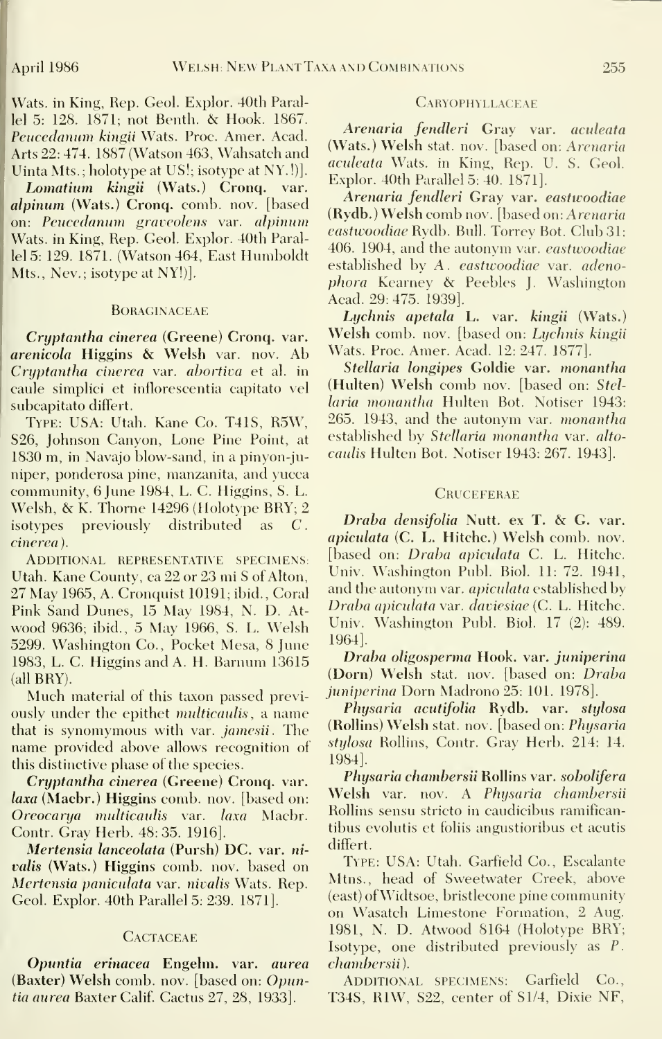Wats. in King, Rep. Geol. Explor. 40th Parallel 5: 128. 1871; not Benth. & Hook. 1867. *Peucedanum kingii* Wats. Proc. Amer. Acad. Arts 22: 474. 1887 (Watson 463, Wahsatch and Uinta Mts.; holotype at US!; isotype at NY.!)].

***Lomatium kingii*** **(Wats.) Cronq. var. *alpinum*** **(Wats.) Cronq. comb. nov.** [based on: *Peucedanum graveolens* var. *alpinum* Wats. in King, Rep. Geol. Explor. 40th Parallel 5: 129. 1871. (Watson 464, East Humboldt Mts., Nev.; isotype at NY!)].

## Boraginaceae

***Cryptantha cinerea*** **(Greene) Cronq. var. *arenicola*** **Higgins & Welsh var. nov.** Ab *Cryptantha cinerea* var. *abortiva* et al. in caule simplici et inflorescentia capitato vel subcapitato differt.

Type: USA: Utah. Kane Co. T41S, R5W, S26, Johnson Canyon, Lone Pine Point, at 1830 m, in Navajo blow-sand, in a pinyon-juniper, ponderosa pine, manzanita, and yucca community, 6 June 1984, L. C. Higgins, S. L. Welsh, & K. Thorne 14296 (Holotype BRY; 2 isotypes previously distributed as *C. cinerea*).

Additional representative specimens: Utah. Kane County, ca 22 or 23 mi S of Alton, 27 May 1965, A. Cronquist 10191; ibid., Coral Pink Sand Dunes, 15 May 1984, N. D. Atwood 9636; ibid., 5 May 1966, S. L. Welsh 5299. Washington Co., Pocket Mesa, 8 June 1983, L. C. Higgins and A. H. Barnum 13615 (all BRY).

Much material of this taxon passed previously under the epithet *multicaulis*, a name that is synonymous with var. *jamesii*. The name provided above allows recognition of this distinctive phase of the species.

***Cryptantha cinerea*** **(Greene) Cronq. var. *laxa*** **(Macbr.) Higgins comb. nov.** [based on: *Oreocarya multicaulis* var. *laxa* Macbr. Contr. Gray Herb. 48: 35. 1916].

***Mertensia lanceolata*** **(Pursh) DC. var. *nivalis*** **(Wats.) Higgins comb. nov.** based on *Mertensia paniculata* var. *nivalis* Wats. Rep. Geol. Explor. 40th Parallel 5: 239. 1871].

## Cactaceae

***Opuntia erinacea*** **Engelm. var. *aurea*** **(Baxter) Welsh comb. nov.** [based on: *Opuntia aurea* Baxter Calif. Cactus 27, 28, 1933].

## Caryophyllaceae

***Arenaria fendleri*** **Gray var. *aculeata*** **(Wats.) Welsh stat. nov.** [based on: *Arenaria aculeata* Wats. in King, Rep. U. S. Geol. Explor. 40th Parallel 5: 40. 1871].

***Arenaria fendleri*** **Gray var. *eastwoodiae*** **(Rydb.) Welsh comb nov.** [based on: *Arenaria eastwoodiae* Rydb. Bull. Torrey Bot. Club 31: 406. 1904, and the autonym var. *eastwoodiae* established by *A. eastwoodiae* var. *adenophora* Kearney & Peebles J. Washington Acad. 29: 475. 1939].

***Lychnis apetala*** **L. var. *kingii*** **(Wats.) Welsh comb. nov.** [based on: *Lychnis kingii* Wats. Proc. Amer. Acad. 12: 247. 1877].

***Stellaria longipes*** **Goldie var. *monantha*** **(Hulten) Welsh comb nov.** [based on: *Stellaria monantha* Hulten Bot. Notiser 1943: 265. 1943, and the autonym var. *monantha* established by *Stellaria monantha* var. *altocaulis* Hulten Bot. Notiser 1943: 267. 1943].

## Cruceferae

***Draba densifolia*** **Nutt. ex T. & G. var. *apiculata*** **(C. L. Hitchc.) Welsh comb. nov.** [based on: *Draba apiculata* C. L. Hitchc. Univ. Washington Publ. Biol. 11: 72. 1941, and the autonym var. *apiculata* established by *Draba apiculata* var. *daviesiae* (C. L. Hitchc. Univ. Washington Publ. Biol. 17 (2): 489. 1964].

***Draba oligosperma*** **Hook. var. *juniperina*** **(Dorn) Welsh stat. nov.** [based on: *Draba juniperina* Dorn Madrono 25: 101. 1978].

***Physaria acutifolia*** **Rydb. var. *stylosa*** **(Rollins) Welsh stat. nov.** [based on: *Physaria stylosa* Rollins, Contr. Gray Herb. 214: 14. 1984].

***Physaria chambersii*** **Rollins var. *sobolifera*** **Welsh var. nov.** A *Physaria chambersii* Rollins sensu stricto in caudicibus ramificantibus evolutis et foliis angustioribus et acutis differt.

Type: USA: Utah. Garfield Co., Escalante Mtns., head of Sweetwater Creek, above (east) of Widtsoe, bristlecone pine community on Wasatch Limestone Formation, 2 Aug. 1981, N. D. Atwood 8164 (Holotype BRY; Isotype, one distributed previously as *P. chambersii*).

Additional specimens: Garfield Co., T34S, R1W, S22, center of S1/4, Dixie NF,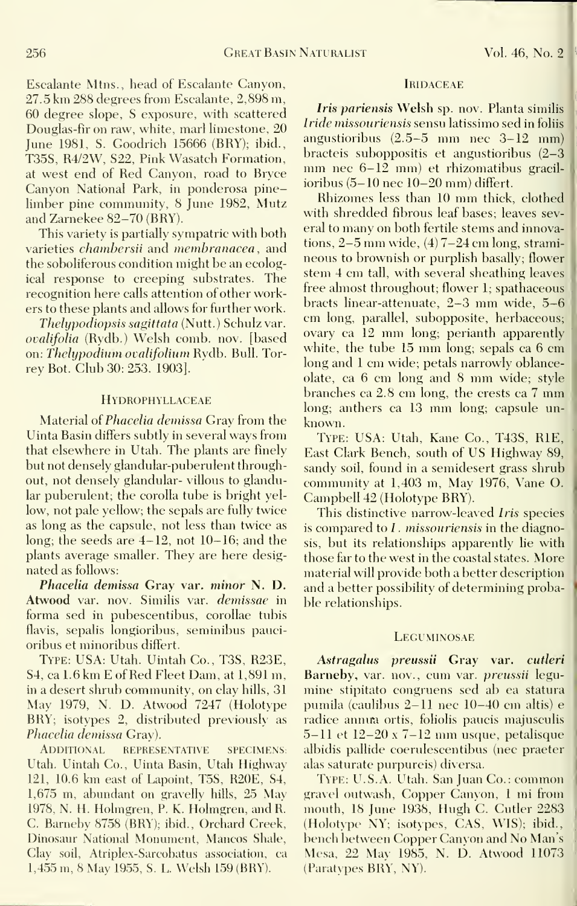Escalante Mtns., head of Escalante Canyon, 27.5 km 288 degrees from Escalante, 2,898 m, 60 degree slope, S exposure, with scattered Douglas-fir on raw, white, marl limestone, 20 June 1981, S. Goodrich 15666 (BRY); ibid., T35S, R4/2W, S22, Pink Wasatch Formation, at west end of Red Canyon, road to Bryce Canyon National Park, in ponderosa pine–limber pine community, 8 June 1982, Mutz and Zarnekee 82–70 (BRY).

This variety is partially sympatric with both varieties *chambersii* and *membranacea*, and the soboliferous condition might be an ecological response to creeping substrates. The recognition here calls attention of other workers to these plants and allows for further work.

*Thelypodiopsis sagittata* (Nutt.) Schulz var. *ovalifolia* (Rydb.) Welsh comb. nov. [based on: *Thelypodium ovalifolium* Rydb. Bull. Torrey Bot. Club 30: 253. 1903].

## Hydrophyllaceae

Material of *Phacelia demissa* Gray from the Uinta Basin differs subtly in several ways from that elsewhere in Utah. The plants are finely but not densely glandular-puberulent throughout, not densely glandular- villous to glandular puberulent; the corolla tube is bright yellow, not pale yellow; the sepals are fully twice as long as the capsule, not less than twice as long; the seeds are 4–12, not 10–16; and the plants average smaller. They are here designated as follows:

***Phacelia demissa* Gray var. *minor* N. D. Atwood** var. nov. Similis var. *demissae* in forma sed in pubescentibus, corollae tubis flavis, sepalis longioribus, seminibus paucioribus et minoribus differt.

Type: USA: Utah. Uintah Co., T3S, R23E, S4, ca 1.6 km E of Red Fleet Dam, at 1,891 m, in a desert shrub community, on clay hills, 31 May 1979, N. D. Atwood 7247 (Holotype BRY; isotypes 2, distributed previously as *Phacelia demissa* Gray).

Additional representative specimens: Utah. Uintah Co., Uinta Basin, Utah Highway 121, 10.6 km east of Lapoint, T5S, R20E, S4, 1,675 m, abundant on gravelly hills, 25 May 1978, N. H. Holmgren, P. K. Holmgren, and R. C. Barneby 8758 (BRY); ibid., Orchard Creek, Dinosaur National Monument, Mancos Shale, Clay soil, Atriplex-Sarcobatus association, ca 1,455 m, 8 May 1955, S. L. Welsh 159 (BRY).

## Iridaceae

***Iris pariensis* Welsh** sp. nov. Planta similis *Iride missouriensis* sensu latissimo sed in foliis angustioribus (2.5–5 mm nec 3–12 mm) bracteis suboppositis et angustioribus (2–3 mm nec 6–12 mm) et rhizomatibus gracilioribus (5–10 nec 10–20 mm) differt.

Rhizomes less than 10 mm thick, clothed with shredded fibrous leaf bases; leaves several to many on both fertile stems and innovations, 2–5 mm wide, (4) 7–24 cm long, stramineous to brownish or purplish basally; flower stem 4 cm tall, with several sheathing leaves free almost throughout; flower 1; spathaceous bracts linear-attenuate, 2–3 mm wide, 5–6 cm long, parallel, subopposite, herbaceous; ovary ca 12 mm long; perianth apparently white, the tube 15 mm long; sepals ca 6 cm long and 1 cm wide; petals narrowly oblanceolate, ca 6 cm long and 8 mm wide; style branches ca 2.8 cm long, the crests ca 7 mm long; anthers ca 13 mm long; capsule unknown.

Type: USA: Utah, Kane Co., T43S, R1E, East Clark Bench, south of US Highway 89, sandy soil, found in a semidesert grass shrub community at 1,403 m, May 1976, Vane O. Campbell 42 (Holotype BRY).

This distinctive narrow-leaved *Iris* species is compared to *I. missouriensis* in the diagnosis, but its relationships apparently lie with those far to the west in the coastal states. More material will provide both a better description and a better possibility of determining probable relationships.

## Leguminosae

***Astragalus preussii* Gray var. *cutleri* Barneby**, var. nov., cum var. *preussii* legumine stipitato congruens sed ab ea statura pumila (caulibus 2–11 nec 10–40 cm altis) e radice annua ortis, foliolis paucis majusculis 5–11 et 12–20 x 7–12 mm usque, petalisque albidis pallide coerulescentibus (nec praeter alas saturate purpureis) diversa.

Type: U.S.A. Utah. San Juan Co.: common gravel outwash, Copper Canyon, 1 mi from mouth, 18 June 1938, Hugh C. Cutler 2283 (Holotype NY; isotypes, CAS, WIS); ibid., bench between Copper Canyon and No Man's Mesa, 22 May 1985, N. D. Atwood 11073 (Paratypes BRY, NY).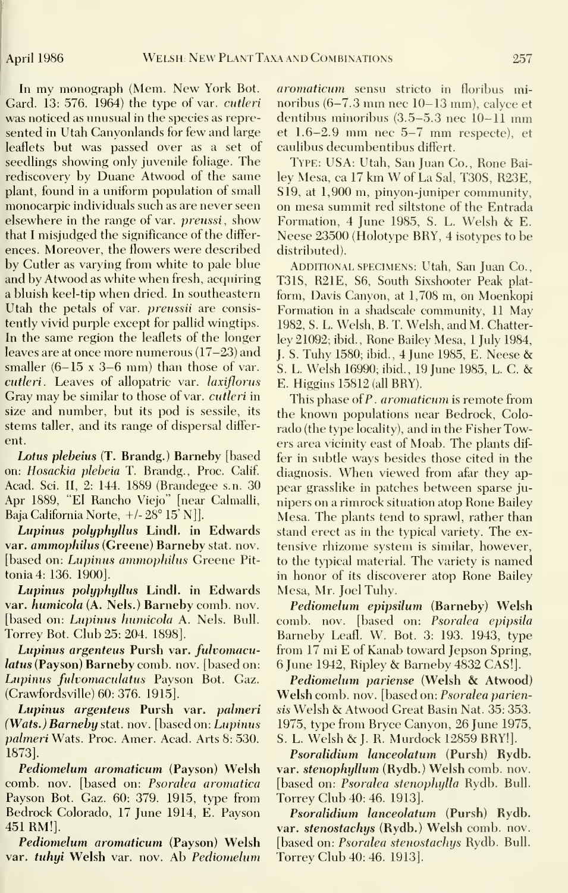In my monograph (Mem. New York Bot. Gard. 13: 576. 1964) the type of var. *cutleri* was noticed as unusual in the species as represented in Utah Canyonlands for few and large leaflets but was passed over as a set of seedlings showing only juvenile foliage. The rediscovery by Duane Atwood of the same plant, found in a uniform population of small monocarpic individuals such as are never seen elsewhere in the range of var. *preussi*, show that I misjudged the significance of the differences. Moreover, the flowers were described by Cutler as varying from white to pale blue and by Atwood as white when fresh, acquiring a bluish keel-tip when dried. In southeastern Utah the petals of var. *preussii* are consistently vivid purple except for pallid wingtips. In the same region the leaflets of the longer leaves are at once more numerous (17–23) and smaller (6–15 x 3–6 mm) than those of var. *cutleri*. Leaves of allopatric var. *laxiflorus* Gray may be similar to those of var. *cutleri* in size and number, but its pod is sessile, its stems taller, and its range of dispersal different.

***Lotus plebeius* (T. Brandg.) Barneby** [based on: *Hosackia plebeia* T. Brandg., Proc. Calif. Acad. Sci. II, 2: 144. 1889 (Brandegee s.n. 30 Apr 1889, "El Rancho Viejo" [near Calmalli, Baja California Norte, +/- 28° 15' N]].

***Lupinus polyphyllus* Lindl. in Edwards var. *ammophilus* (Greene) Barneby stat. nov.** [based on: *Lupinus ammophilus* Greene Pittonia 4: 136. 1900].

***Lupinus polyphyllus* Lindl. in Edwards var. *humicola* (A. Nels.) Barneby comb. nov.** [based on: *Lupinus humicola* A. Nels. Bull. Torrey Bot. Club 25: 204. 1898].

***Lupinus argenteus* Pursh var. *fulvomaculatus* (Payson) Barneby comb. nov.** [based on: *Lupinus fulvomaculatus* Payson Bot. Gaz. (Crawfordsville) 60: 376. 1915].

***Lupinus argenteus* Pursh var. *palmeri* (Wats.) Barneby stat. nov.** [based on: *Lupinus palmeri* Wats. Proc. Amer. Acad. Arts 8: 530. 1873].

***Pediomelum aromaticum* (Payson) Welsh comb. nov.** [based on: *Psoralea aromatica* Payson Bot. Gaz. 60: 379. 1915, type from Bedrock Colorado, 17 June 1914, E. Payson 451 RM!].

***Pediomelum aromaticum* (Payson) Welsh var. *tuhyi* Welsh var. nov.** Ab *Pediomelum aromaticum* sensu stricto in floribus minoribus (6–7.3 mm nec 10–13 mm), calyce et dentibus minoribus (3.5–5.3 nec 10–11 mm et 1.6–2.9 mm nec 5–7 mm respecte), et caulibus decumbentibus differt.

TYPE: USA: Utah, San Juan Co., Rone Bailey Mesa, ca 17 km W of La Sal, T30S, R23E, S19, at 1,900 m, pinyon-juniper community, on mesa summit red siltstone of the Entrada Formation, 4 June 1985, S. L. Welsh & E. Neese 23500 (Holotype BRY, 4 isotypes to be distributed).

ADDITIONAL SPECIMENS: Utah, San Juan Co., T31S, R21E, S6, South Sixshooter Peak platform, Davis Canyon, at 1,708 m, on Moenkopi Formation in a shadscale community, 11 May 1982, S. L. Welsh, B. T. Welsh, and M. Chatterley 21092; ibid., Rone Bailey Mesa, 1 July 1984, J. S. Tuhy 1580; ibid., 4 June 1985, E. Neese & S. L. Welsh 16990; ibid., 19 June 1985, L. C. & E. Higgins 15812 (all BRY).

This phase of *P. aromaticum* is remote from the known populations near Bedrock, Colorado (the type locality), and in the Fisher Towers area vicinity east of Moab. The plants differ in subtle ways besides those cited in the diagnosis. When viewed from afar they appear grasslike in patches between sparse junipers on a rimrock situation atop Rone Bailey Mesa. The plants tend to sprawl, rather than stand erect as in the typical variety. The extensive rhizome system is similar, however, to the typical material. The variety is named in honor of its discoverer atop Rone Bailey Mesa, Mr. Joel Tuhy.

***Pediomelum epipsilum* (Barneby) Welsh comb. nov.** [based on: *Psoralea epipsila* Barneby Leafl. W. Bot. 3: 193. 1943, type from 17 mi E of Kanab toward Jepson Spring, 6 June 1942, Ripley & Barneby 4832 CAS!].

***Pediomelum pariense* (Welsh & Atwood) Welsh comb. nov.** [based on: *Psoralea pariensis* Welsh & Atwood Great Basin Nat. 35: 353. 1975, type from Bryce Canyon, 26 June 1975, S. L. Welsh & J. R. Murdock 12859 BRY!].

***Psoralidium lanceolatum* (Pursh) Rydb. var. *stenophyllum* (Rydb.) Welsh comb. nov.** [based on: *Psoralea stenophylla* Rydb. Bull. Torrey Club 40: 46. 1913].

***Psoralidium lanceolatum* (Pursh) Rydb. var. *stenostachys* (Rydb.) Welsh comb. nov.** [based on: *Psoralea stenostachys* Rydb. Bull. Torrey Club 40: 46. 1913].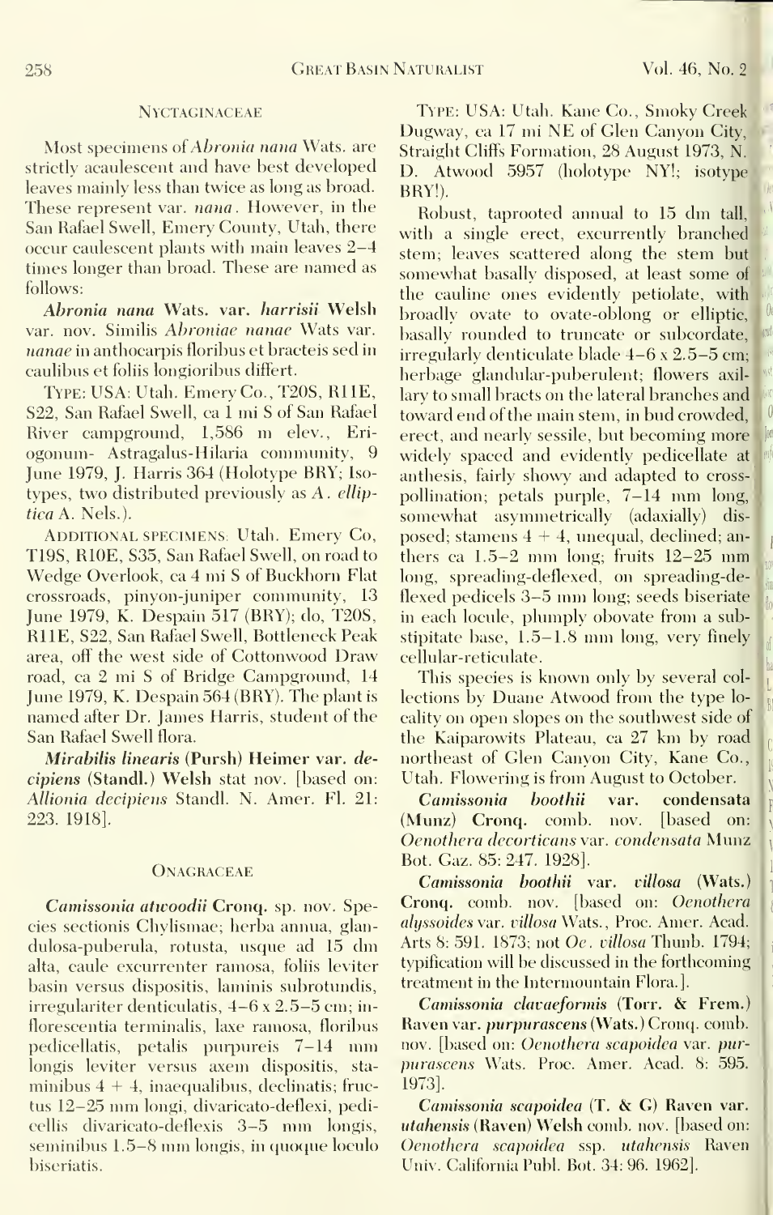## Nyctaginaceae

Most specimens of *Abronia nana* Wats. are strictly acaulescent and have best developed leaves mainly less than twice as long as broad. These represent var. *nana*. However, in the San Rafael Swell, Emery County, Utah, there occur caulescent plants with main leaves 2–4 times longer than broad. These are named as follows:

***Abronia nana* Wats. var. *harrisii* Welsh** var. nov. Similis *Abroniae nanae* Wats var. *nanae* in anthocarpis floribus et bracteis sed in caulibus et foliis longioribus differt.

Type: USA: Utah. Emery Co., T20S, R11E, S22, San Rafael Swell, ca 1 mi S of San Rafael River campground, 1,586 m elev., Eriogonum- Astragalus-Hilaria community, 9 June 1979, J. Harris 364 (Holotype BRY; Isotypes, two distributed previously as *A. elliptica* A. Nels.).

Additional specimens: Utah. Emery Co, T19S, R10E, S35, San Rafael Swell, on road to Wedge Overlook, ca 4 mi S of Buckhorn Flat crossroads, pinyon-juniper community, 13 June 1979, K. Despain 517 (BRY); do, T20S, R11E, S22, San Rafael Swell, Bottleneck Peak area, off the west side of Cottonwood Draw road, ca 2 mi S of Bridge Campground, 14 June 1979, K. Despain 564 (BRY). The plant is named after Dr. James Harris, student of the San Rafael Swell flora.

***Mirabilis linearis* (Pursh) Heimer var. *decipiens* (Standl.) Welsh** stat nov. [based on: *Allionia decipiens* Standl. N. Amer. Fl. 21: 223. 1918].

## Onagraceae

***Camissonia atwoodii* Cronq.** sp. nov. Species sectionis Chylismae; herba annua, glandulosa-puberula, rotusta, usque ad 15 dm alta, caule excurrenter ramosa, foliis leviter basin versus dispositis, laminis subrotundis, irregulariter denticulatis, 4–6 x 2.5–5 cm; inflorescentia terminalis, laxe ramosa, floribus pedicellatis, petalis purpureis 7–14 mm longis leviter versus axem dispositis, staminibus 4 + 4, inaequalibus, declinatis; fructus 12–25 mm longi, divaricato-deflexi, pedicellis divaricato-deflexis 3–5 mm longis, seminibus 1.5–8 mm longis, in quoque loculo biseriatis.

Type: USA: Utah. Kane Co., Smoky Creek Dugway, ca 17 mi NE of Glen Canyon City, Straight Cliffs Formation, 28 August 1973, N. D. Atwood 5957 (holotype NY!; isotype BRY!).

Robust, taprooted annual to 15 dm tall, with a single erect, excurrently branched stem; leaves scattered along the stem but somewhat basally disposed, at least some of the cauline ones evidently petiolate, with broadly ovate to ovate-oblong or elliptic, basally rounded to truncate or subcordate, irregularly denticulate blade 4–6 x 2.5–5 cm; herbage glandular-puberulent; flowers axillary to small bracts on the lateral branches and toward end of the main stem, in bud crowded, erect, and nearly sessile, but becoming more widely spaced and evidently pedicellate at anthesis, fairly showy and adapted to cross-pollination; petals purple, 7–14 mm long, somewhat asymmetrically (adaxially) disposed; stamens 4 + 4, unequal, declined; anthers ca 1.5–2 mm long; fruits 12–25 mm long, spreading-deflexed, on spreading-deflexed pedicels 3–5 mm long; seeds biseriate in each locule, plumply obovate from a substipitate base, 1.5–1.8 mm long, very finely cellular-reticulate.

This species is known only by several collections by Duane Atwood from the type locality on open slopes on the southwest side of the Kaiparowits Plateau, ca 27 km by road northeast of Glen Canyon City, Kane Co., Utah. Flowering is from August to October.

***Camissonia boothii* var. *condensata* (Munz) Cronq.** comb. nov. [based on: *Oenothera decorticans* var. *condensata* Munz Bot. Gaz. 85: 247. 1928].

***Camissonia boothii* var. *villosa* (Wats.) Cronq.** comb. nov. [based on: *Oenothera alyssoides* var. *villosa* Wats., Proc. Amer. Acad. Arts 8: 591. 1873; not *Oe. villosa* Thunb. 1794; typification will be discussed in the forthcoming treatment in the Intermountain Flora.].

***Camissonia clavaeformis* (Torr. & Frem.) Raven var. *purpurascens* (Wats.) Cronq.** comb. nov. [based on: *Oenothera scapoidea* var. *purpurascens* Wats. Proc. Amer. Acad. 8: 595. 1973].

***Camissonia scapoidea* (T. & G) Raven var. *utahensis* (Raven) Welsh** comb. nov. [based on: *Oenothera scapoidea* ssp. *utahensis* Raven Univ. California Publ. Bot. 34: 96. 1962].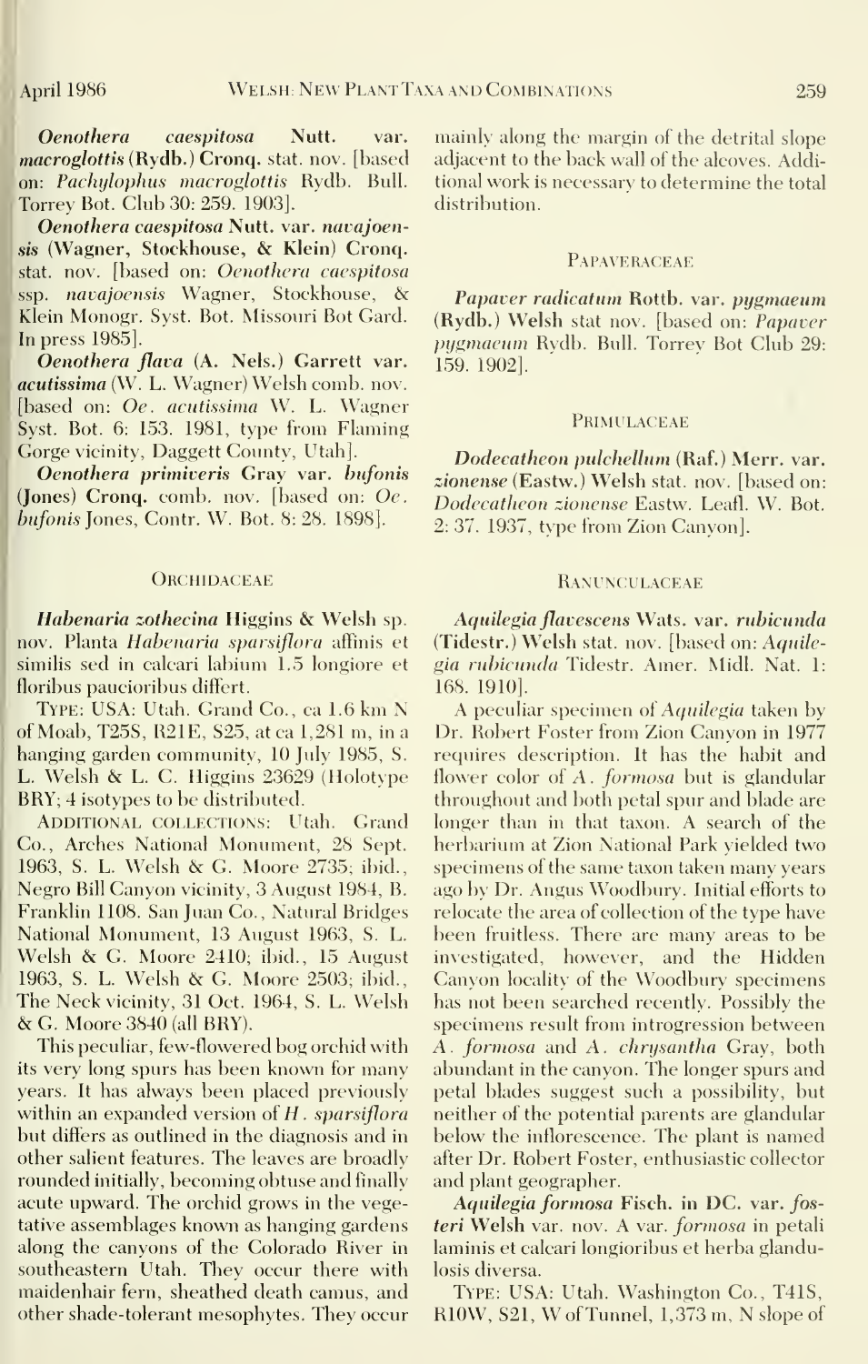***Oenothera caespitosa*** **Nutt. var.** ***macroglottis*** **(Rydb.) Cronq.** stat. nov. [based on: *Pachylophus macroglottis* Rydb. Bull. Torrey Bot. Club 30: 259. 1903].

***Oenothera caespitosa*** **Nutt. var.** ***navajoensis*** **(Wagner, Stockhouse, & Klein) Cronq.** stat. nov. [based on: *Oenothera caespitosa* ssp. *navajoensis* Wagner, Stockhouse, & Klein Monogr. Syst. Bot. Missouri Bot Gard. In press 1985].

***Oenothera flava*** **(A. Nels.) Garrett var.** ***acutissima*** **(W. L. Wagner) Welsh** comb. nov. [based on: *Oe. acutissima* W. L. Wagner Syst. Bot. 6: 153. 1981, type from Flaming Gorge vicinity, Daggett County, Utah].

***Oenothera primiveris*** **Gray var.** ***bufonis*** **(Jones) Cronq.** comb. nov. [based on: *Oe. bufonis* Jones, Contr. W. Bot. 8: 28. 1898].

## Orchidaceae

***Habenaria zothecina*** **Higgins & Welsh** sp. nov. Planta *Habenaria sparsiflora* affinis et similis sed in calcari labium 1.5 longiore et floribus paucioribus differt.

Type: USA: Utah. Grand Co., ca 1.6 km N of Moab, T25S, R21E, S25, at ca 1,281 m, in a hanging garden community, 10 July 1985, S. L. Welsh & L. C. Higgins 23629 (Holotype BRY; 4 isotypes to be distributed.

Additional collections: Utah. Grand Co., Arches National Monument, 28 Sept. 1963, S. L. Welsh & G. Moore 2735; ibid., Negro Bill Canyon vicinity, 3 August 1984, B. Franklin 1108. San Juan Co., Natural Bridges National Monument, 13 August 1963, S. L. Welsh & G. Moore 2410; ibid., 15 August 1963, S. L. Welsh & G. Moore 2503; ibid., The Neck vicinity, 31 Oct. 1964, S. L. Welsh & G. Moore 3840 (all BRY).

This peculiar, few-flowered bog orchid with its very long spurs has been known for many years. It has always been placed previously within an expanded version of *H. sparsiflora* but differs as outlined in the diagnosis and in other salient features. The leaves are broadly rounded initially, becoming obtuse and finally acute upward. The orchid grows in the vegetative assemblages known as hanging gardens along the canyons of the Colorado River in southeastern Utah. They occur there with maidenhair fern, sheathed death camus, and other shade-tolerant mesophytes. They occur mainly along the margin of the detrital slope adjacent to the back wall of the alcoves. Additional work is necessary to determine the total distribution.

## Papaveraceae

***Papaver radicatum*** **Rottb. var.** ***pygmaeum*** **(Rydb.) Welsh** stat nov. [based on: *Papaver pygmaeum* Rydb. Bull. Torrey Bot Club 29: 159. 1902].

## Primulaceae

***Dodecatheon pulchellum*** **(Raf.) Merr. var.** ***zionense*** **(Eastw.) Welsh** stat. nov. [based on: *Dodecatheon zionense* Eastw. Leafl. W. Bot. 2: 37. 1937, type from Zion Canyon].

## Ranunculaceae

***Aquilegia flavescens*** **Wats. var.** ***rubicunda*** **(Tidestr.) Welsh** stat. nov. [based on: *Aquilegia rubicunda* Tidestr. Amer. Midl. Nat. 1: 168. 1910].

A peculiar specimen of *Aquilegia* taken by Dr. Robert Foster from Zion Canyon in 1977 requires description. It has the habit and flower color of *A. formosa* but is glandular throughout and both petal spur and blade are longer than in that taxon. A search of the herbarium at Zion National Park yielded two specimens of the same taxon taken many years ago by Dr. Angus Woodbury. Initial efforts to relocate the area of collection of the type have been fruitless. There are many areas to be investigated, however, and the Hidden Canyon locality of the Woodbury specimens has not been searched recently. Possibly the specimens result from introgression between *A. formosa* and *A. chrysantha* Gray, both abundant in the canyon. The longer spurs and petal blades suggest such a possibility, but neither of the potential parents are glandular below the inflorescence. The plant is named after Dr. Robert Foster, enthusiastic collector and plant geographer.

***Aquilegia formosa*** **Fisch. in DC. var.** ***fosteri*** **Welsh** var. nov. A var. *formosa* in petali laminis et calcari longioribus et herba glandulosis diversa.

Type: USA: Utah. Washington Co., T41S, R10W, S21, W of Tunnel, 1,373 m, N slope of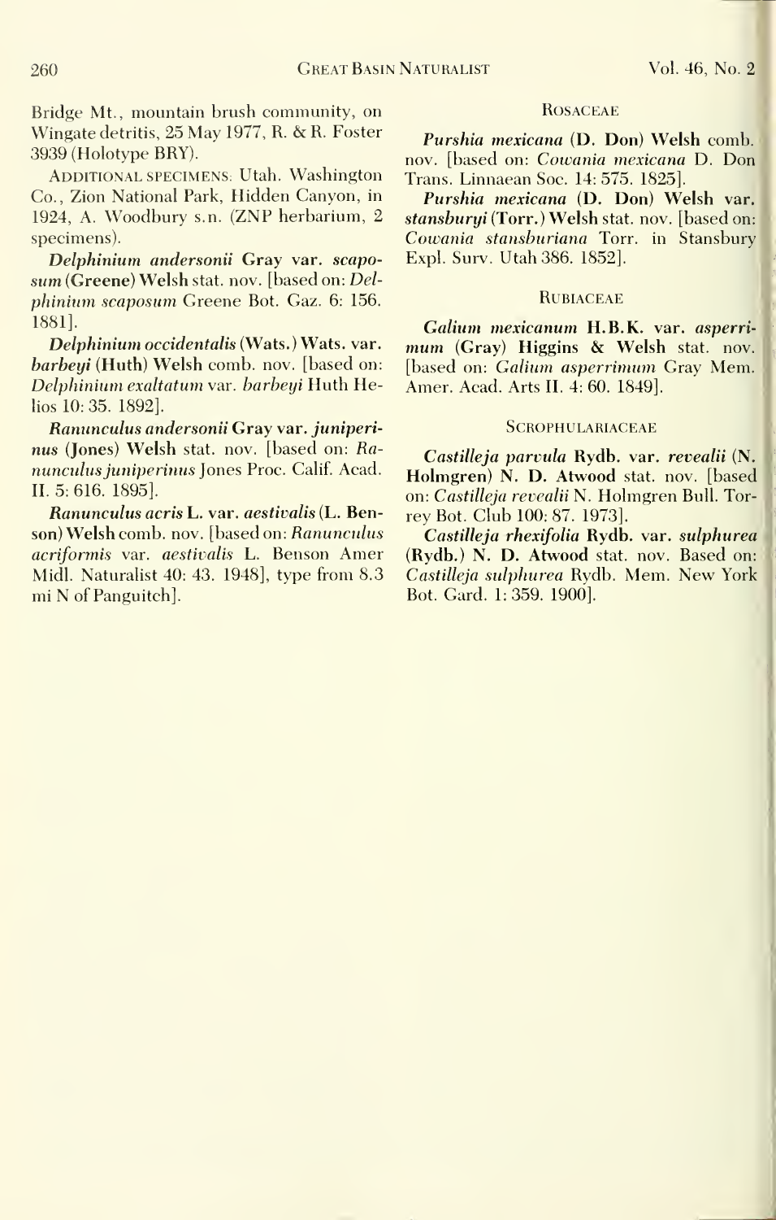Bridge Mt., mountain brush community, on Wingate detritis, 25 May 1977, R. & R. Foster 3939 (Holotype BRY).

Additional specimens: Utah. Washington Co., Zion National Park, Hidden Canyon, in 1924, A. Woodbury s.n. (ZNP herbarium, 2 specimens).

***Delphinium andersonii*** **Gray var.** ***scaposum*** **(Greene) Welsh** stat. nov. [based on: *Delphinium scaposum* Greene Bot. Gaz. 6: 156. 1881].

***Delphinium occidentalis*** **(Wats.) Wats. var.** ***barbeyi*** **(Huth) Welsh** comb. nov. [based on: *Delphinium exaltatum* var. *barbeyi* Huth Helios 10: 35. 1892].

***Ranunculus andersonii*** **Gray var.** ***juniperinus*** **(Jones) Welsh** stat. nov. [based on: *Ranunculus juniperinus* Jones Proc. Calif. Acad. II. 5: 616. 1895].

***Ranunculus acris*** **L. var.** ***aestivalis*** **(L. Benson) Welsh** comb. nov. [based on: *Ranunculus acriformis* var. *aestivalis* L. Benson Amer Midl. Naturalist 40: 43. 1948], type from 8.3 mi N of Panguitch].

## Rosaceae

***Purshia mexicana*** **(D. Don) Welsh** comb. nov. [based on: *Cowania mexicana* D. Don Trans. Linnaean Soc. 14: 575. 1825].

***Purshia mexicana*** **(D. Don) Welsh var.** ***stansburyi*** **(Torr.) Welsh** stat. nov. [based on: *Cowania stansburiana* Torr. in Stansbury Expl. Surv. Utah 386. 1852].

## Rubiaceae

***Galium mexicanum*** **H.B.K. var.** ***asperrimum*** **(Gray) Higgins & Welsh** stat. nov. [based on: *Galium asperrimum* Gray Mem. Amer. Acad. Arts II. 4: 60. 1849].

## Scrophulariaceae

***Castilleja parvula*** **Rydb. var.** ***revealii*** **(N. Holmgren) N. D. Atwood** stat. nov. [based on: *Castilleja revealii* N. Holmgren Bull. Torrey Bot. Club 100: 87. 1973].

***Castilleja rhexifolia*** **Rydb. var.** ***sulphurea*** **(Rydb.) N. D. Atwood** stat. nov. Based on: *Castilleja sulphurea* Rydb. Mem. New York Bot. Gard. 1: 359. 1900].